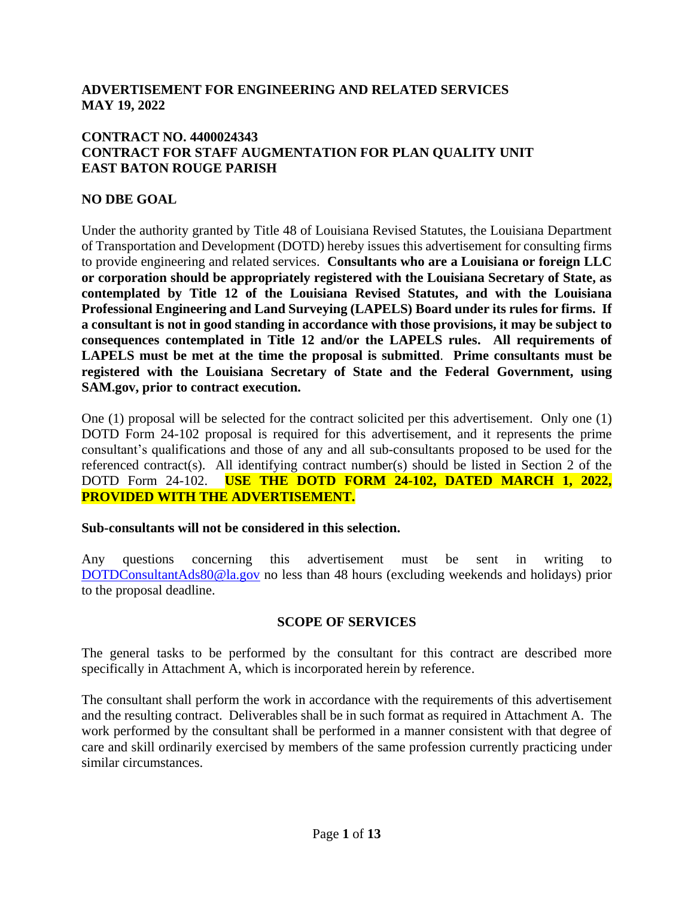**ADVERTISEMENT FOR ENGINEERING AND RELATED SERVICES**
**MAY 19, 2022**

**CONTRACT NO. 4400024343**
**CONTRACT FOR STAFF AUGMENTATION FOR PLAN QUALITY UNIT**
**EAST BATON ROUGE PARISH**

**NO DBE GOAL**

Under the authority granted by Title 48 of Louisiana Revised Statutes, the Louisiana Department of Transportation and Development (DOTD) hereby issues this advertisement for consulting firms to provide engineering and related services. **Consultants who are a Louisiana or foreign LLC or corporation should be appropriately registered with the Louisiana Secretary of State, as contemplated by Title 12 of the Louisiana Revised Statutes, and with the Louisiana Professional Engineering and Land Surveying (LAPELS) Board under its rules for firms. If a consultant is not in good standing in accordance with those provisions, it may be subject to consequences contemplated in Title 12 and/or the LAPELS rules. All requirements of LAPELS must be met at the time the proposal is submitted**. **Prime consultants must be registered with the Louisiana Secretary of State and the Federal Government, using SAM.gov, prior to contract execution.**

One (1) proposal will be selected for the contract solicited per this advertisement. Only one (1) DOTD Form 24-102 proposal is required for this advertisement, and it represents the prime consultant's qualifications and those of any and all sub-consultants proposed to be used for the referenced contract(s). All identifying contract number(s) should be listed in Section 2 of the DOTD Form 24-102. **USE THE DOTD FORM 24-102, DATED MARCH 1, 2022, PROVIDED WITH THE ADVERTISEMENT.**

**Sub-consultants will not be considered in this selection.**

Any questions concerning this advertisement must be sent in writing to DOTDConsultantAds80@la.gov no less than 48 hours (excluding weekends and holidays) prior to the proposal deadline.

## SCOPE OF SERVICES

The general tasks to be performed by the consultant for this contract are described more specifically in Attachment A, which is incorporated herein by reference.

The consultant shall perform the work in accordance with the requirements of this advertisement and the resulting contract. Deliverables shall be in such format as required in Attachment A. The work performed by the consultant shall be performed in a manner consistent with that degree of care and skill ordinarily exercised by members of the same profession currently practicing under similar circumstances.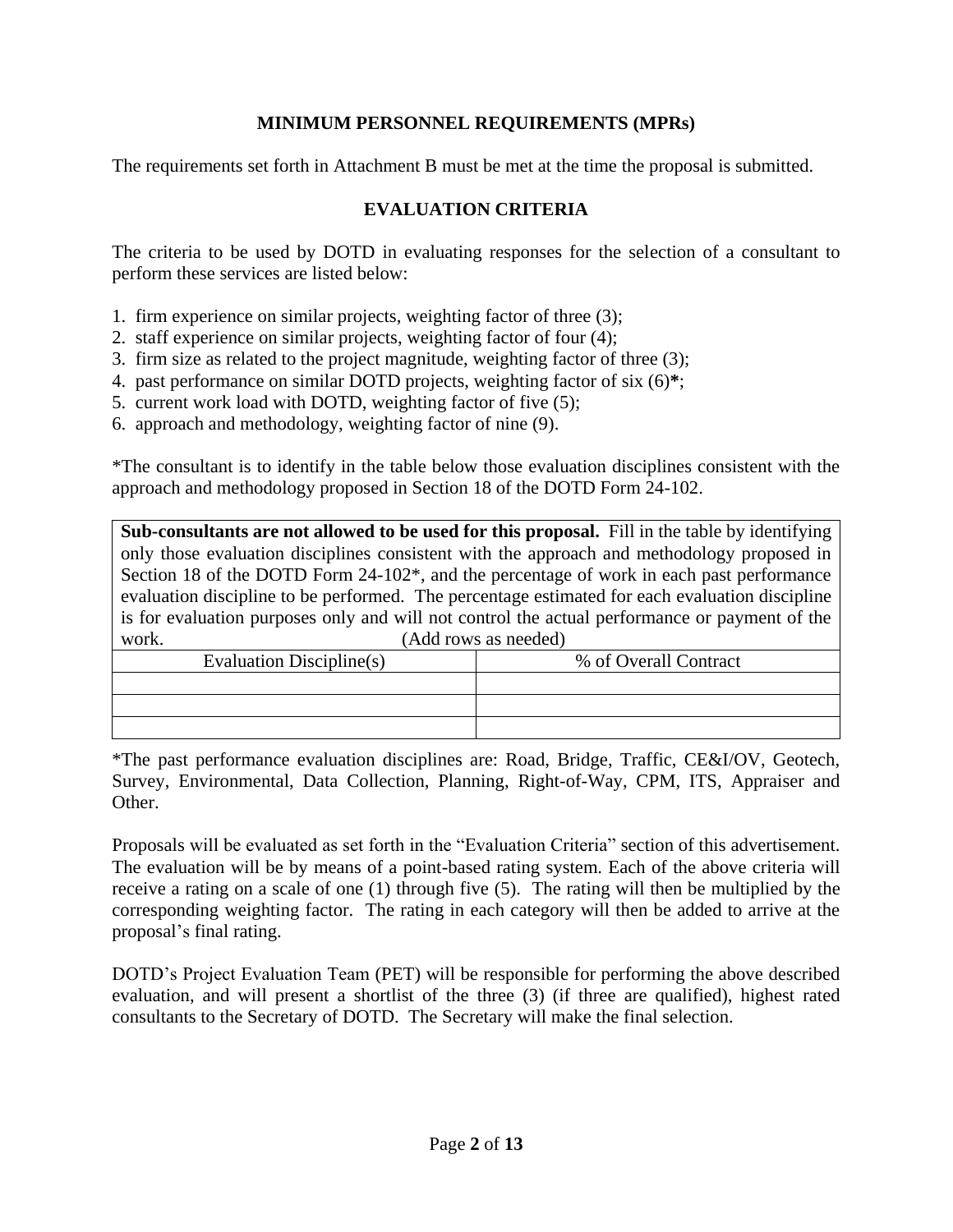## MINIMUM PERSONNEL REQUIREMENTS (MPRs)

The requirements set forth in Attachment B must be met at the time the proposal is submitted.

## EVALUATION CRITERIA

The criteria to be used by DOTD in evaluating responses for the selection of a consultant to perform these services are listed below:

1. firm experience on similar projects, weighting factor of three (3);
2. staff experience on similar projects, weighting factor of four (4);
3. firm size as related to the project magnitude, weighting factor of three (3);
4. past performance on similar DOTD projects, weighting factor of six (6)**\***;
5. current work load with DOTD, weighting factor of five (5);
6. approach and methodology, weighting factor of nine (9).

*The consultant is to identify in the table below those evaluation disciplines consistent with the approach and methodology proposed in Section 18 of the DOTD Form 24-102.

**Sub-consultants are not allowed to be used for this proposal.** Fill in the table by identifying only those evaluation disciplines consistent with the approach and methodology proposed in Section 18 of the DOTD Form 24-102*, and the percentage of work in each past performance evaluation discipline to be performed. The percentage estimated for each evaluation discipline is for evaluation purposes only and will not control the actual performance or payment of the work. (Add rows as needed)

| Evaluation Discipline(s) | % of Overall Contract |
|---|---|
| | |
| | |
| | |

*The past performance evaluation disciplines are: Road, Bridge, Traffic, CE&I/OV, Geotech, Survey, Environmental, Data Collection, Planning, Right-of-Way, CPM, ITS, Appraiser and Other.

Proposals will be evaluated as set forth in the "Evaluation Criteria" section of this advertisement. The evaluation will be by means of a point-based rating system. Each of the above criteria will receive a rating on a scale of one (1) through five (5). The rating will then be multiplied by the corresponding weighting factor. The rating in each category will then be added to arrive at the proposal's final rating.

DOTD's Project Evaluation Team (PET) will be responsible for performing the above described evaluation, and will present a shortlist of the three (3) (if three are qualified), highest rated consultants to the Secretary of DOTD. The Secretary will make the final selection.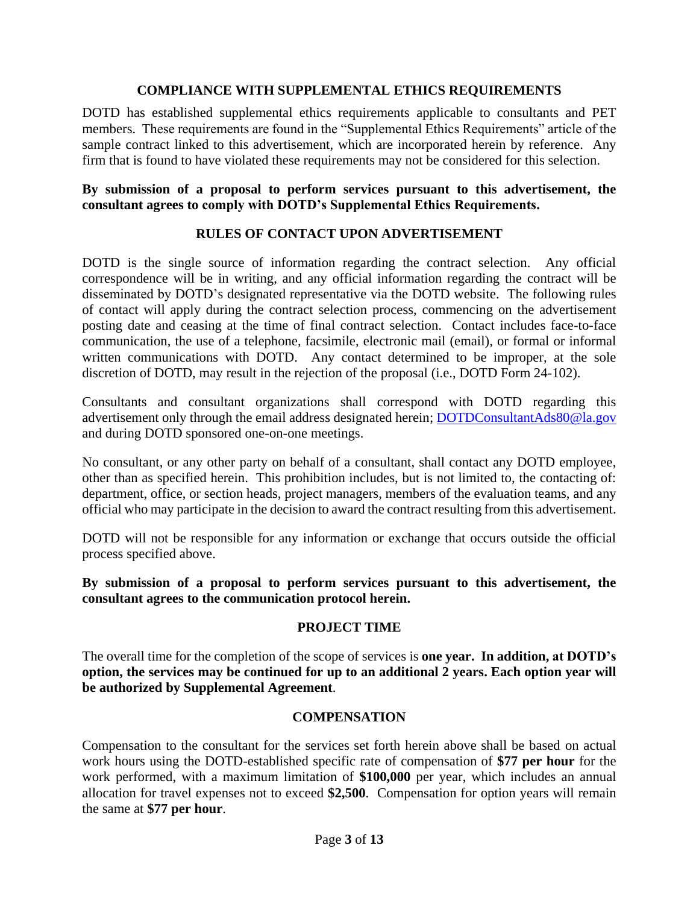## COMPLIANCE WITH SUPPLEMENTAL ETHICS REQUIREMENTS

DOTD has established supplemental ethics requirements applicable to consultants and PET members. These requirements are found in the "Supplemental Ethics Requirements" article of the sample contract linked to this advertisement, which are incorporated herein by reference. Any firm that is found to have violated these requirements may not be considered for this selection.

**By submission of a proposal to perform services pursuant to this advertisement, the consultant agrees to comply with DOTD's Supplemental Ethics Requirements.**

## RULES OF CONTACT UPON ADVERTISEMENT

DOTD is the single source of information regarding the contract selection. Any official correspondence will be in writing, and any official information regarding the contract will be disseminated by DOTD's designated representative via the DOTD website. The following rules of contact will apply during the contract selection process, commencing on the advertisement posting date and ceasing at the time of final contract selection. Contact includes face-to-face communication, the use of a telephone, facsimile, electronic mail (email), or formal or informal written communications with DOTD. Any contact determined to be improper, at the sole discretion of DOTD, may result in the rejection of the proposal (i.e., DOTD Form 24-102).

Consultants and consultant organizations shall correspond with DOTD regarding this advertisement only through the email address designated herein; DOTDConsultantAds80@la.gov and during DOTD sponsored one-on-one meetings.

No consultant, or any other party on behalf of a consultant, shall contact any DOTD employee, other than as specified herein. This prohibition includes, but is not limited to, the contacting of: department, office, or section heads, project managers, members of the evaluation teams, and any official who may participate in the decision to award the contract resulting from this advertisement.

DOTD will not be responsible for any information or exchange that occurs outside the official process specified above.

**By submission of a proposal to perform services pursuant to this advertisement, the consultant agrees to the communication protocol herein.**

## PROJECT TIME

The overall time for the completion of the scope of services is **one year. In addition, at DOTD's option, the services may be continued for up to an additional 2 years. Each option year will be authorized by Supplemental Agreement**.

## COMPENSATION

Compensation to the consultant for the services set forth herein above shall be based on actual work hours using the DOTD-established specific rate of compensation of **$77 per hour** for the work performed, with a maximum limitation of **$100,000** per year, which includes an annual allocation for travel expenses not to exceed **$2,500**. Compensation for option years will remain the same at **$77 per hour**.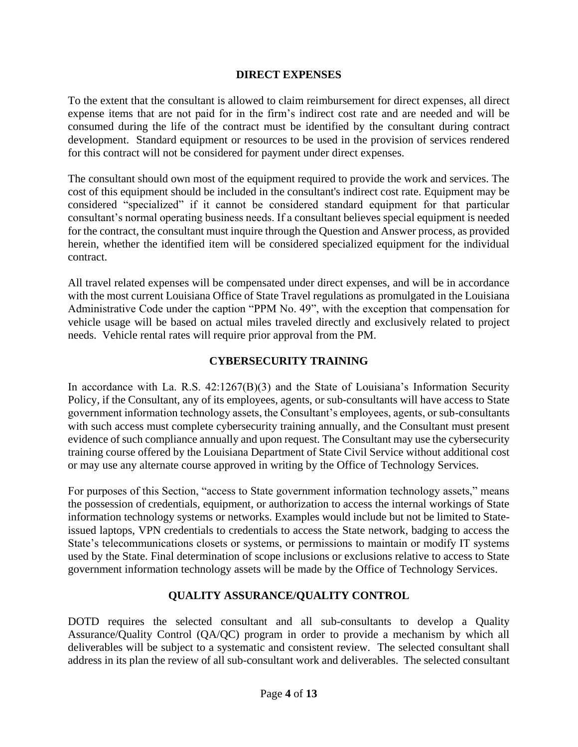## DIRECT EXPENSES

To the extent that the consultant is allowed to claim reimbursement for direct expenses, all direct expense items that are not paid for in the firm's indirect cost rate and are needed and will be consumed during the life of the contract must be identified by the consultant during contract development. Standard equipment or resources to be used in the provision of services rendered for this contract will not be considered for payment under direct expenses.

The consultant should own most of the equipment required to provide the work and services. The cost of this equipment should be included in the consultant's indirect cost rate. Equipment may be considered "specialized" if it cannot be considered standard equipment for that particular consultant's normal operating business needs. If a consultant believes special equipment is needed for the contract, the consultant must inquire through the Question and Answer process, as provided herein, whether the identified item will be considered specialized equipment for the individual contract.

All travel related expenses will be compensated under direct expenses, and will be in accordance with the most current Louisiana Office of State Travel regulations as promulgated in the Louisiana Administrative Code under the caption "PPM No. 49", with the exception that compensation for vehicle usage will be based on actual miles traveled directly and exclusively related to project needs. Vehicle rental rates will require prior approval from the PM.

## CYBERSECURITY TRAINING

In accordance with La. R.S. 42:1267(B)(3) and the State of Louisiana's Information Security Policy, if the Consultant, any of its employees, agents, or sub-consultants will have access to State government information technology assets, the Consultant's employees, agents, or sub-consultants with such access must complete cybersecurity training annually, and the Consultant must present evidence of such compliance annually and upon request. The Consultant may use the cybersecurity training course offered by the Louisiana Department of State Civil Service without additional cost or may use any alternate course approved in writing by the Office of Technology Services.

For purposes of this Section, "access to State government information technology assets," means the possession of credentials, equipment, or authorization to access the internal workings of State information technology systems or networks. Examples would include but not be limited to State-issued laptops, VPN credentials to credentials to access the State network, badging to access the State's telecommunications closets or systems, or permissions to maintain or modify IT systems used by the State. Final determination of scope inclusions or exclusions relative to access to State government information technology assets will be made by the Office of Technology Services.

## QUALITY ASSURANCE/QUALITY CONTROL

DOTD requires the selected consultant and all sub-consultants to develop a Quality Assurance/Quality Control (QA/QC) program in order to provide a mechanism by which all deliverables will be subject to a systematic and consistent review. The selected consultant shall address in its plan the review of all sub-consultant work and deliverables. The selected consultant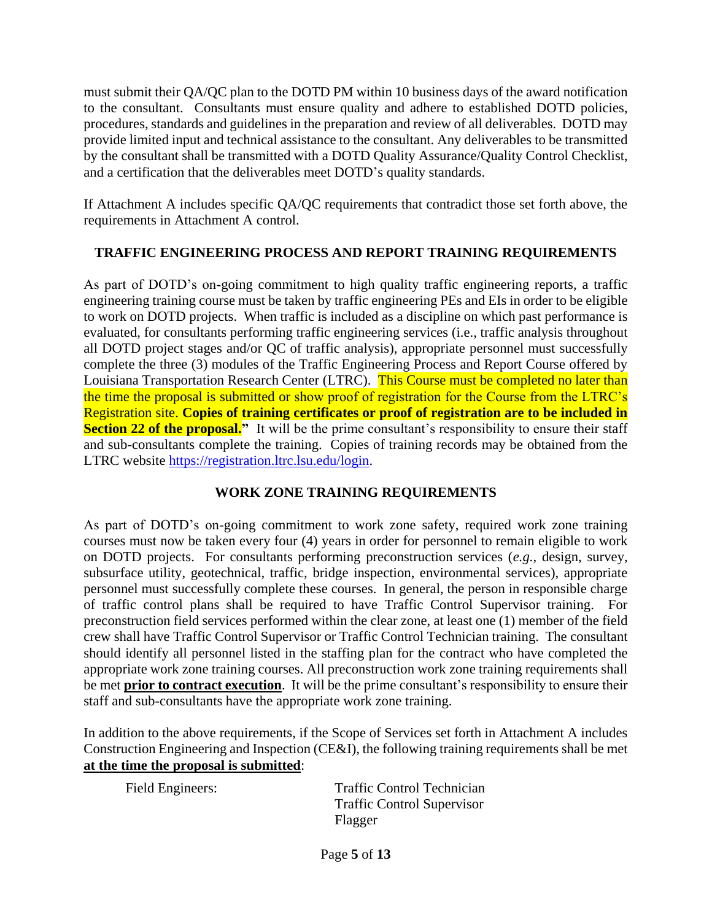must submit their QA/QC plan to the DOTD PM within 10 business days of the award notification to the consultant. Consultants must ensure quality and adhere to established DOTD policies, procedures, standards and guidelines in the preparation and review of all deliverables. DOTD may provide limited input and technical assistance to the consultant. Any deliverables to be transmitted by the consultant shall be transmitted with a DOTD Quality Assurance/Quality Control Checklist, and a certification that the deliverables meet DOTD's quality standards.

If Attachment A includes specific QA/QC requirements that contradict those set forth above, the requirements in Attachment A control.

## TRAFFIC ENGINEERING PROCESS AND REPORT TRAINING REQUIREMENTS

As part of DOTD's on-going commitment to high quality traffic engineering reports, a traffic engineering training course must be taken by traffic engineering PEs and EIs in order to be eligible to work on DOTD projects. When traffic is included as a discipline on which past performance is evaluated, for consultants performing traffic engineering services (i.e., traffic analysis throughout all DOTD project stages and/or QC of traffic analysis), appropriate personnel must successfully complete the three (3) modules of the Traffic Engineering Process and Report Course offered by Louisiana Transportation Research Center (LTRC). This Course must be completed no later than the time the proposal is submitted or show proof of registration for the Course from the LTRC's Registration site. **Copies of training certificates or proof of registration are to be included in Section 22 of the proposal."** It will be the prime consultant's responsibility to ensure their staff and sub-consultants complete the training. Copies of training records may be obtained from the LTRC website https://registration.ltrc.lsu.edu/login.

## WORK ZONE TRAINING REQUIREMENTS

As part of DOTD's on-going commitment to work zone safety, required work zone training courses must now be taken every four (4) years in order for personnel to remain eligible to work on DOTD projects. For consultants performing preconstruction services (*e.g.*, design, survey, subsurface utility, geotechnical, traffic, bridge inspection, environmental services), appropriate personnel must successfully complete these courses. In general, the person in responsible charge of traffic control plans shall be required to have Traffic Control Supervisor training. For preconstruction field services performed within the clear zone, at least one (1) member of the field crew shall have Traffic Control Supervisor or Traffic Control Technician training. The consultant should identify all personnel listed in the staffing plan for the contract who have completed the appropriate work zone training courses. All preconstruction work zone training requirements shall be met **prior to contract execution**. It will be the prime consultant's responsibility to ensure their staff and sub-consultants have the appropriate work zone training.

In addition to the above requirements, if the Scope of Services set forth in Attachment A includes Construction Engineering and Inspection (CE&I), the following training requirements shall be met **at the time the proposal is submitted**:

| | |
|---|---|
| Field Engineers: | Traffic Control Technician<br>Traffic Control Supervisor<br>Flagger |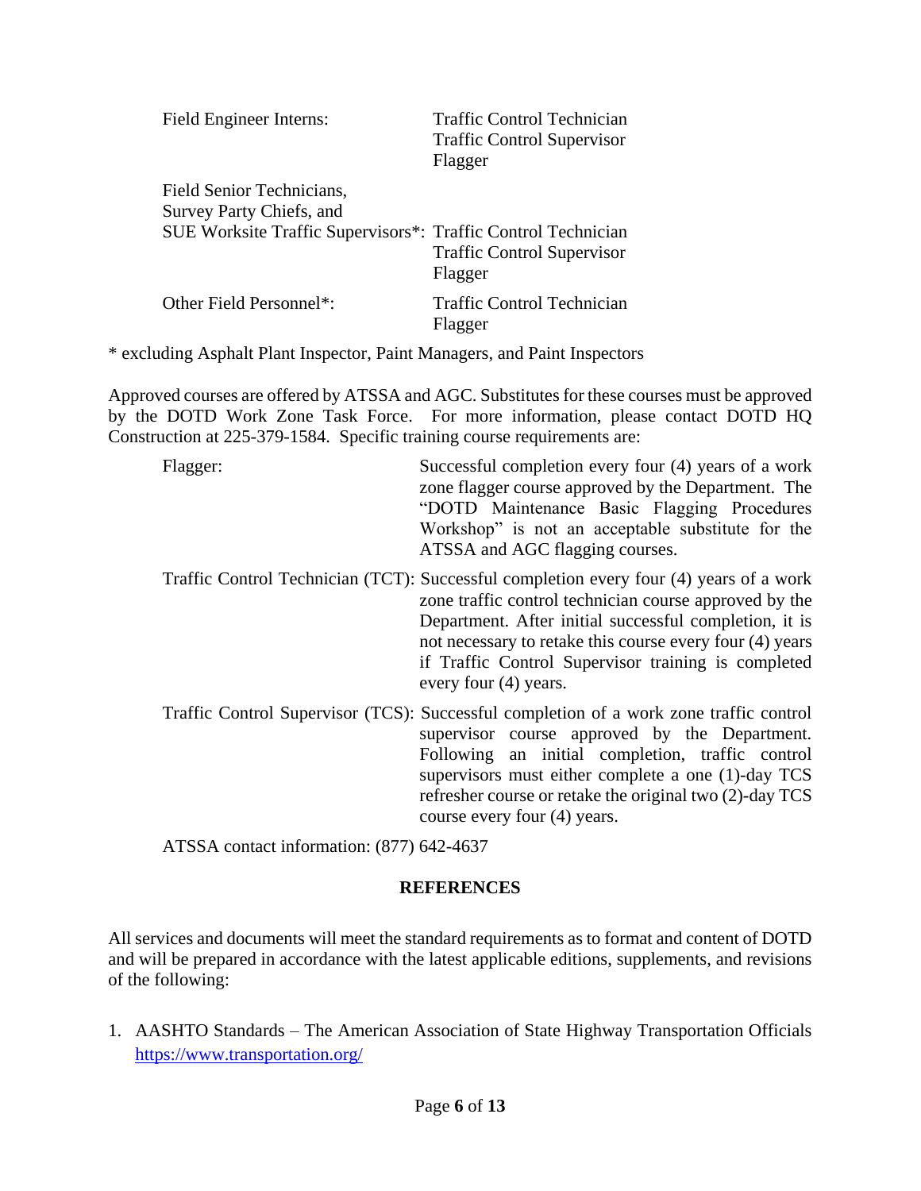| | |
|---|---|
| Field Engineer Interns: | Traffic Control Technician<br>Traffic Control Supervisor<br>Flagger |
| Field Senior Technicians,<br>Survey Party Chiefs, and<br>SUE Worksite Traffic Supervisors*: | Traffic Control Technician<br>Traffic Control Supervisor<br>Flagger |
| Other Field Personnel*: | Traffic Control Technician<br>Flagger |

* excluding Asphalt Plant Inspector, Paint Managers, and Paint Inspectors

Approved courses are offered by ATSSA and AGC. Substitutes for these courses must be approved by the DOTD Work Zone Task Force. For more information, please contact DOTD HQ Construction at 225-379-1584. Specific training course requirements are:

| | |
|---|---|
| Flagger: | Successful completion every four (4) years of a work zone flagger course approved by the Department. The "DOTD Maintenance Basic Flagging Procedures Workshop" is not an acceptable substitute for the ATSSA and AGC flagging courses. |
| Traffic Control Technician (TCT): | Successful completion every four (4) years of a work zone traffic control technician course approved by the Department. After initial successful completion, it is not necessary to retake this course every four (4) years if Traffic Control Supervisor training is completed every four (4) years. |
| Traffic Control Supervisor (TCS): | Successful completion of a work zone traffic control supervisor course approved by the Department. Following an initial completion, traffic control supervisors must either complete a one (1)-day TCS refresher course or retake the original two (2)-day TCS course every four (4) years. |

ATSSA contact information: (877) 642-4637

## REFERENCES

All services and documents will meet the standard requirements as to format and content of DOTD and will be prepared in accordance with the latest applicable editions, supplements, and revisions of the following:

1. AASHTO Standards – The American Association of State Highway Transportation Officials https://www.transportation.org/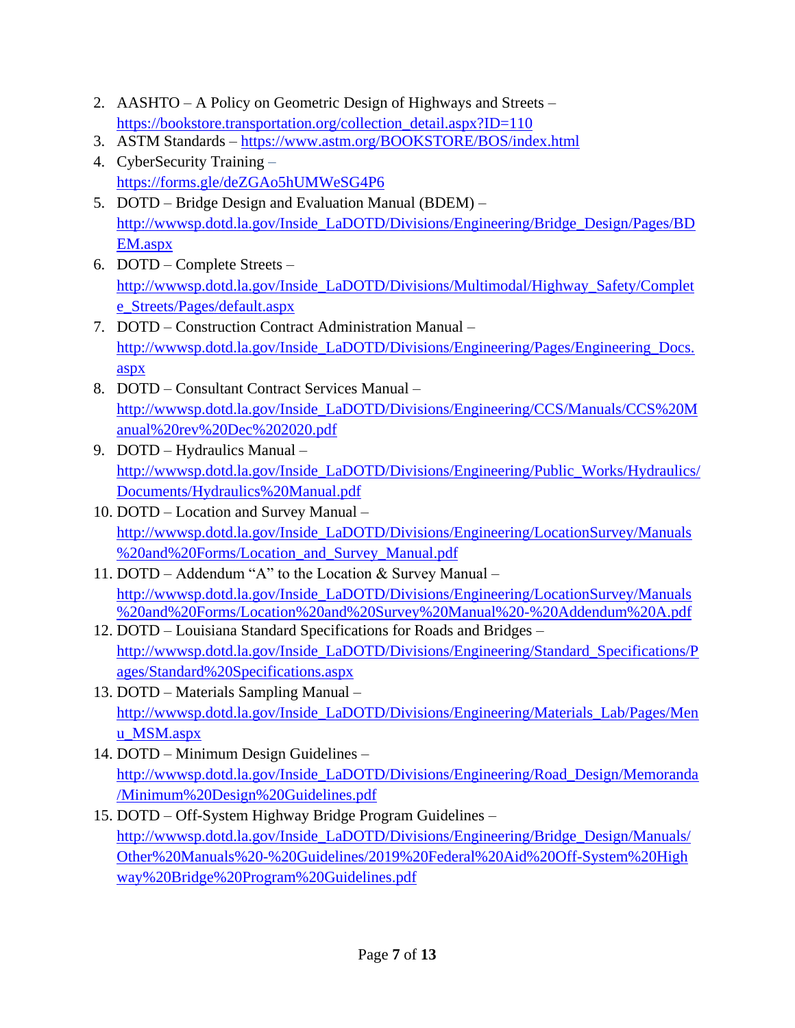2. AASHTO – A Policy on Geometric Design of Highways and Streets – https://bookstore.transportation.org/collection_detail.aspx?ID=110
3. ASTM Standards – https://www.astm.org/BOOKSTORE/BOS/index.html
4. CyberSecurity Training – https://forms.gle/deZGAo5hUMWeSG4P6
5. DOTD – Bridge Design and Evaluation Manual (BDEM) – http://wwwsp.dotd.la.gov/Inside_LaDOTD/Divisions/Engineering/Bridge_Design/Pages/BDEM.aspx
6. DOTD – Complete Streets – http://wwwsp.dotd.la.gov/Inside_LaDOTD/Divisions/Multimodal/Highway_Safety/Complete_Streets/Pages/default.aspx
7. DOTD – Construction Contract Administration Manual – http://wwwsp.dotd.la.gov/Inside_LaDOTD/Divisions/Engineering/Pages/Engineering_Docs.aspx
8. DOTD – Consultant Contract Services Manual – http://wwwsp.dotd.la.gov/Inside_LaDOTD/Divisions/Engineering/CCS/Manuals/CCS%20Manual%20rev%20Dec%202020.pdf
9. DOTD – Hydraulics Manual – http://wwwsp.dotd.la.gov/Inside_LaDOTD/Divisions/Engineering/Public_Works/Hydraulics/Documents/Hydraulics%20Manual.pdf
10. DOTD – Location and Survey Manual – http://wwwsp.dotd.la.gov/Inside_LaDOTD/Divisions/Engineering/LocationSurvey/Manuals%20and%20Forms/Location_and_Survey_Manual.pdf
11. DOTD – Addendum "A" to the Location & Survey Manual – http://wwwsp.dotd.la.gov/Inside_LaDOTD/Divisions/Engineering/LocationSurvey/Manuals%20and%20Forms/Location%20and%20Survey%20Manual%20-%20Addendum%20A.pdf
12. DOTD – Louisiana Standard Specifications for Roads and Bridges – http://wwwsp.dotd.la.gov/Inside_LaDOTD/Divisions/Engineering/Standard_Specifications/Pages/Standard%20Specifications.aspx
13. DOTD – Materials Sampling Manual – http://wwwsp.dotd.la.gov/Inside_LaDOTD/Divisions/Engineering/Materials_Lab/Pages/Menu_MSM.aspx
14. DOTD – Minimum Design Guidelines – http://wwwsp.dotd.la.gov/Inside_LaDOTD/Divisions/Engineering/Road_Design/Memoranda/Minimum%20Design%20Guidelines.pdf
15. DOTD – Off-System Highway Bridge Program Guidelines – http://wwwsp.dotd.la.gov/Inside_LaDOTD/Divisions/Engineering/Bridge_Design/Manuals/Other%20Manuals%20-%20Guidelines/2019%20Federal%20Aid%20Off-System%20Highway%20Bridge%20Program%20Guidelines.pdf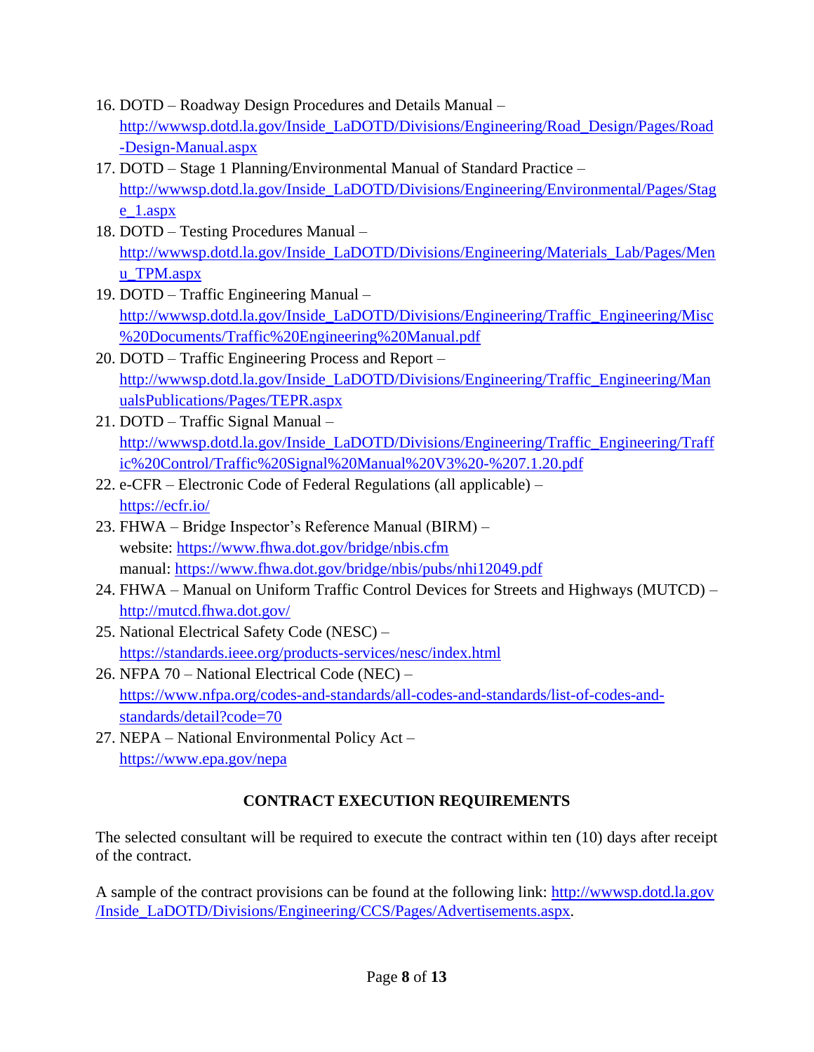16. DOTD – Roadway Design Procedures and Details Manual – http://wwwsp.dotd.la.gov/Inside_LaDOTD/Divisions/Engineering/Road_Design/Pages/Road-Design-Manual.aspx
17. DOTD – Stage 1 Planning/Environmental Manual of Standard Practice – http://wwwsp.dotd.la.gov/Inside_LaDOTD/Divisions/Engineering/Environmental/Pages/Stage_1.aspx
18. DOTD – Testing Procedures Manual – http://wwwsp.dotd.la.gov/Inside_LaDOTD/Divisions/Engineering/Materials_Lab/Pages/Menu_TPM.aspx
19. DOTD – Traffic Engineering Manual – http://wwwsp.dotd.la.gov/Inside_LaDOTD/Divisions/Engineering/Traffic_Engineering/Misc%20Documents/Traffic%20Engineering%20Manual.pdf
20. DOTD – Traffic Engineering Process and Report – http://wwwsp.dotd.la.gov/Inside_LaDOTD/Divisions/Engineering/Traffic_Engineering/ManualsPublications/Pages/TEPR.aspx
21. DOTD – Traffic Signal Manual – http://wwwsp.dotd.la.gov/Inside_LaDOTD/Divisions/Engineering/Traffic_Engineering/Traffic%20Control/Traffic%20Signal%20Manual%20V3%20-%207.1.20.pdf
22. e-CFR – Electronic Code of Federal Regulations (all applicable) – https://ecfr.io/
23. FHWA – Bridge Inspector's Reference Manual (BIRM) –
    website: https://www.fhwa.dot.gov/bridge/nbis.cfm
    manual: https://www.fhwa.dot.gov/bridge/nbis/pubs/nhi12049.pdf
24. FHWA – Manual on Uniform Traffic Control Devices for Streets and Highways (MUTCD) – http://mutcd.fhwa.dot.gov/
25. National Electrical Safety Code (NESC) – https://standards.ieee.org/products-services/nesc/index.html
26. NFPA 70 – National Electrical Code (NEC) – https://www.nfpa.org/codes-and-standards/all-codes-and-standards/list-of-codes-and-standards/detail?code=70
27. NEPA – National Environmental Policy Act – https://www.epa.gov/nepa

## CONTRACT EXECUTION REQUIREMENTS

The selected consultant will be required to execute the contract within ten (10) days after receipt of the contract.

A sample of the contract provisions can be found at the following link: http://wwwsp.dotd.la.gov/Inside_LaDOTD/Divisions/Engineering/CCS/Pages/Advertisements.aspx.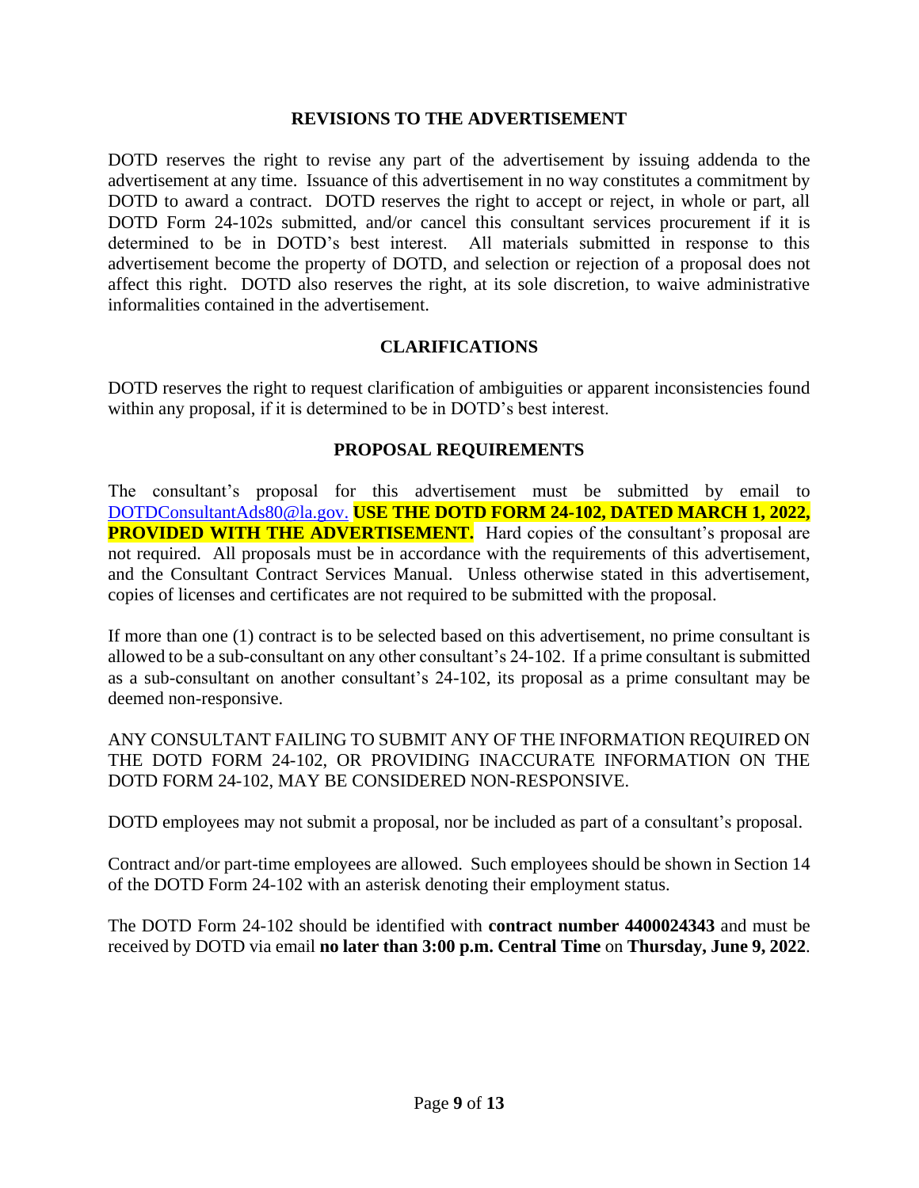## REVISIONS TO THE ADVERTISEMENT

DOTD reserves the right to revise any part of the advertisement by issuing addenda to the advertisement at any time. Issuance of this advertisement in no way constitutes a commitment by DOTD to award a contract. DOTD reserves the right to accept or reject, in whole or part, all DOTD Form 24-102s submitted, and/or cancel this consultant services procurement if it is determined to be in DOTD's best interest. All materials submitted in response to this advertisement become the property of DOTD, and selection or rejection of a proposal does not affect this right. DOTD also reserves the right, at its sole discretion, to waive administrative informalities contained in the advertisement.

## CLARIFICATIONS

DOTD reserves the right to request clarification of ambiguities or apparent inconsistencies found within any proposal, if it is determined to be in DOTD's best interest.

## PROPOSAL REQUIREMENTS

The consultant's proposal for this advertisement must be submitted by email to DOTDConsultantAds80@la.gov. **USE THE DOTD FORM 24-102, DATED MARCH 1, 2022, PROVIDED WITH THE ADVERTISEMENT.** Hard copies of the consultant's proposal are not required. All proposals must be in accordance with the requirements of this advertisement, and the Consultant Contract Services Manual. Unless otherwise stated in this advertisement, copies of licenses and certificates are not required to be submitted with the proposal.

If more than one (1) contract is to be selected based on this advertisement, no prime consultant is allowed to be a sub-consultant on any other consultant's 24-102. If a prime consultant is submitted as a sub-consultant on another consultant's 24-102, its proposal as a prime consultant may be deemed non-responsive.

ANY CONSULTANT FAILING TO SUBMIT ANY OF THE INFORMATION REQUIRED ON THE DOTD FORM 24-102, OR PROVIDING INACCURATE INFORMATION ON THE DOTD FORM 24-102, MAY BE CONSIDERED NON-RESPONSIVE.

DOTD employees may not submit a proposal, nor be included as part of a consultant's proposal.

Contract and/or part-time employees are allowed. Such employees should be shown in Section 14 of the DOTD Form 24-102 with an asterisk denoting their employment status.

The DOTD Form 24-102 should be identified with **contract number 4400024343** and must be received by DOTD via email **no later than 3:00 p.m. Central Time** on **Thursday, June 9, 2022**.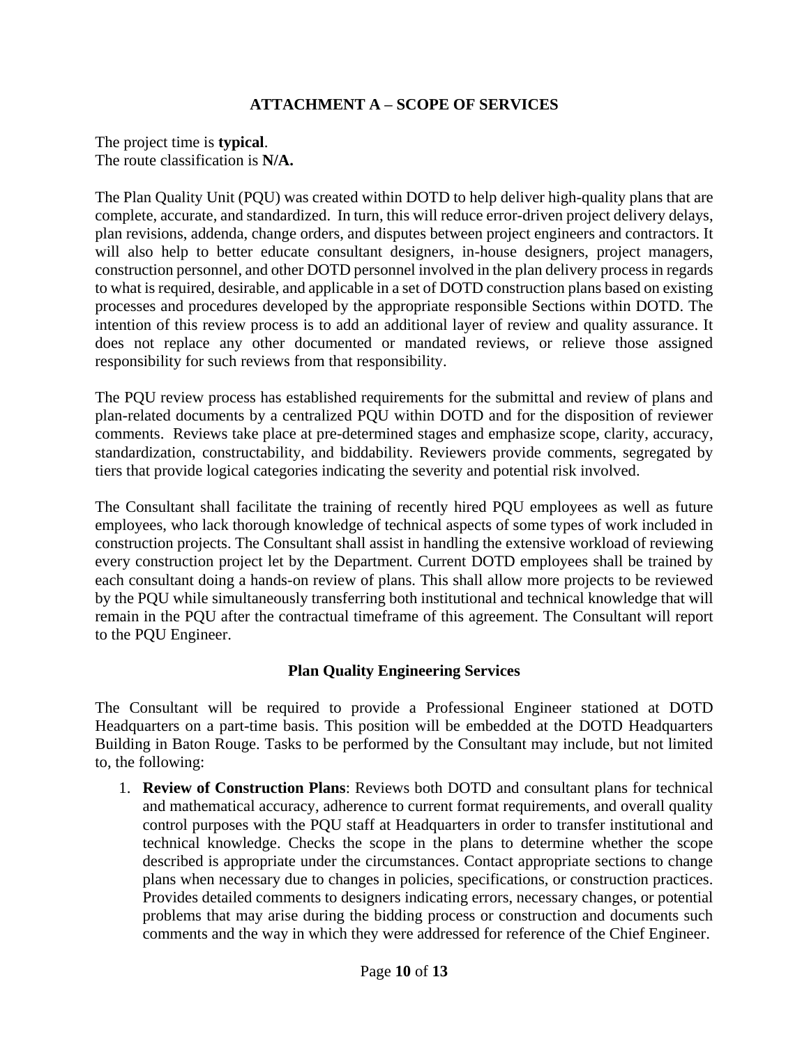## ATTACHMENT A – SCOPE OF SERVICES

The project time is **typical**.
The route classification is **N/A.**

The Plan Quality Unit (PQU) was created within DOTD to help deliver high-quality plans that are complete, accurate, and standardized. In turn, this will reduce error-driven project delivery delays, plan revisions, addenda, change orders, and disputes between project engineers and contractors. It will also help to better educate consultant designers, in-house designers, project managers, construction personnel, and other DOTD personnel involved in the plan delivery process in regards to what is required, desirable, and applicable in a set of DOTD construction plans based on existing processes and procedures developed by the appropriate responsible Sections within DOTD. The intention of this review process is to add an additional layer of review and quality assurance. It does not replace any other documented or mandated reviews, or relieve those assigned responsibility for such reviews from that responsibility.

The PQU review process has established requirements for the submittal and review of plans and plan-related documents by a centralized PQU within DOTD and for the disposition of reviewer comments. Reviews take place at pre-determined stages and emphasize scope, clarity, accuracy, standardization, constructability, and biddability. Reviewers provide comments, segregated by tiers that provide logical categories indicating the severity and potential risk involved.

The Consultant shall facilitate the training of recently hired PQU employees as well as future employees, who lack thorough knowledge of technical aspects of some types of work included in construction projects. The Consultant shall assist in handling the extensive workload of reviewing every construction project let by the Department. Current DOTD employees shall be trained by each consultant doing a hands-on review of plans. This shall allow more projects to be reviewed by the PQU while simultaneously transferring both institutional and technical knowledge that will remain in the PQU after the contractual timeframe of this agreement. The Consultant will report to the PQU Engineer.

### Plan Quality Engineering Services

The Consultant will be required to provide a Professional Engineer stationed at DOTD Headquarters on a part-time basis. This position will be embedded at the DOTD Headquarters Building in Baton Rouge. Tasks to be performed by the Consultant may include, but not limited to, the following:

1. **Review of Construction Plans**: Reviews both DOTD and consultant plans for technical and mathematical accuracy, adherence to current format requirements, and overall quality control purposes with the PQU staff at Headquarters in order to transfer institutional and technical knowledge. Checks the scope in the plans to determine whether the scope described is appropriate under the circumstances. Contact appropriate sections to change plans when necessary due to changes in policies, specifications, or construction practices. Provides detailed comments to designers indicating errors, necessary changes, or potential problems that may arise during the bidding process or construction and documents such comments and the way in which they were addressed for reference of the Chief Engineer.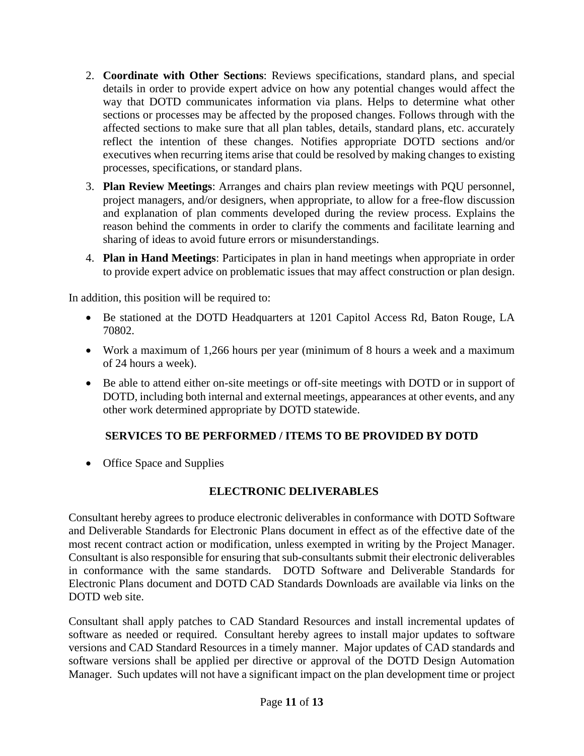2. **Coordinate with Other Sections**: Reviews specifications, standard plans, and special details in order to provide expert advice on how any potential changes would affect the way that DOTD communicates information via plans. Helps to determine what other sections or processes may be affected by the proposed changes. Follows through with the affected sections to make sure that all plan tables, details, standard plans, etc. accurately reflect the intention of these changes. Notifies appropriate DOTD sections and/or executives when recurring items arise that could be resolved by making changes to existing processes, specifications, or standard plans.

3. **Plan Review Meetings**: Arranges and chairs plan review meetings with PQU personnel, project managers, and/or designers, when appropriate, to allow for a free-flow discussion and explanation of plan comments developed during the review process. Explains the reason behind the comments in order to clarify the comments and facilitate learning and sharing of ideas to avoid future errors or misunderstandings.

4. **Plan in Hand Meetings**: Participates in plan in hand meetings when appropriate in order to provide expert advice on problematic issues that may affect construction or plan design.

In addition, this position will be required to:

- Be stationed at the DOTD Headquarters at 1201 Capitol Access Rd, Baton Rouge, LA 70802.
- Work a maximum of 1,266 hours per year (minimum of 8 hours a week and a maximum of 24 hours a week).
- Be able to attend either on-site meetings or off-site meetings with DOTD or in support of DOTD, including both internal and external meetings, appearances at other events, and any other work determined appropriate by DOTD statewide.

## SERVICES TO BE PERFORMED / ITEMS TO BE PROVIDED BY DOTD

- Office Space and Supplies

## ELECTRONIC DELIVERABLES

Consultant hereby agrees to produce electronic deliverables in conformance with DOTD Software and Deliverable Standards for Electronic Plans document in effect as of the effective date of the most recent contract action or modification, unless exempted in writing by the Project Manager. Consultant is also responsible for ensuring that sub-consultants submit their electronic deliverables in conformance with the same standards. DOTD Software and Deliverable Standards for Electronic Plans document and DOTD CAD Standards Downloads are available via links on the DOTD web site.

Consultant shall apply patches to CAD Standard Resources and install incremental updates of software as needed or required. Consultant hereby agrees to install major updates to software versions and CAD Standard Resources in a timely manner. Major updates of CAD standards and software versions shall be applied per directive or approval of the DOTD Design Automation Manager. Such updates will not have a significant impact on the plan development time or project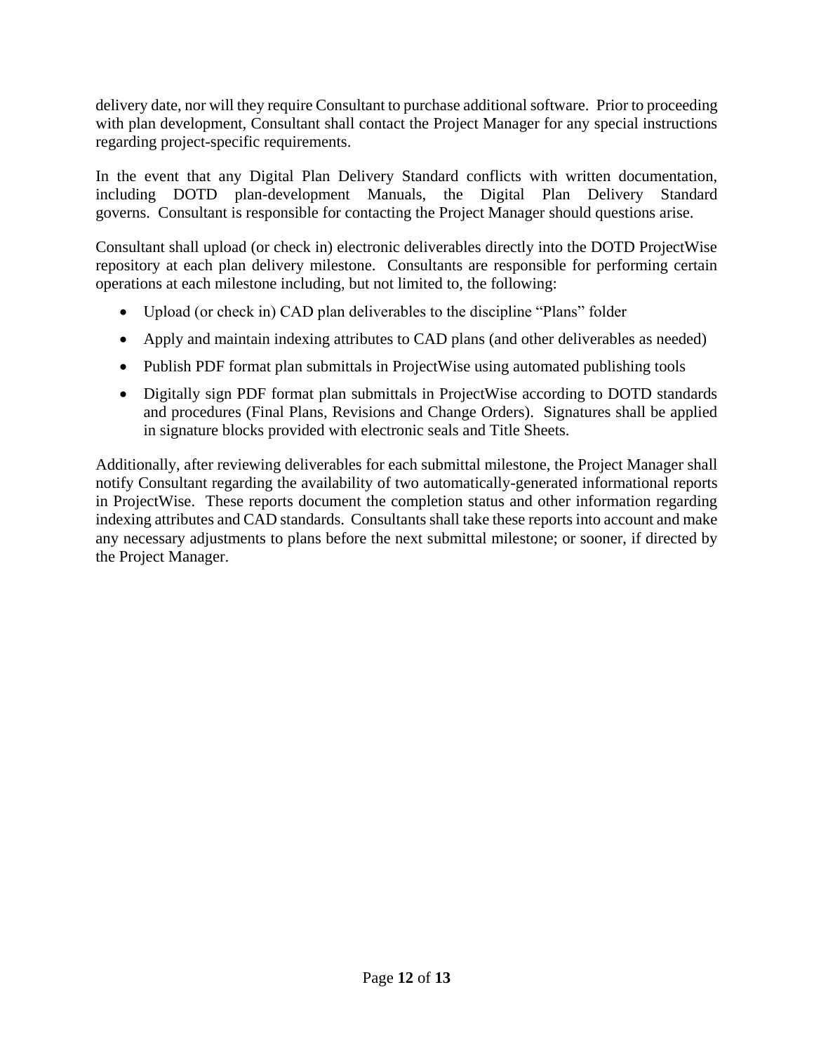delivery date, nor will they require Consultant to purchase additional software. Prior to proceeding with plan development, Consultant shall contact the Project Manager for any special instructions regarding project-specific requirements.

In the event that any Digital Plan Delivery Standard conflicts with written documentation, including DOTD plan-development Manuals, the Digital Plan Delivery Standard governs. Consultant is responsible for contacting the Project Manager should questions arise.

Consultant shall upload (or check in) electronic deliverables directly into the DOTD ProjectWise repository at each plan delivery milestone. Consultants are responsible for performing certain operations at each milestone including, but not limited to, the following:

- Upload (or check in) CAD plan deliverables to the discipline "Plans" folder
- Apply and maintain indexing attributes to CAD plans (and other deliverables as needed)
- Publish PDF format plan submittals in ProjectWise using automated publishing tools
- Digitally sign PDF format plan submittals in ProjectWise according to DOTD standards and procedures (Final Plans, Revisions and Change Orders). Signatures shall be applied in signature blocks provided with electronic seals and Title Sheets.

Additionally, after reviewing deliverables for each submittal milestone, the Project Manager shall notify Consultant regarding the availability of two automatically-generated informational reports in ProjectWise. These reports document the completion status and other information regarding indexing attributes and CAD standards. Consultants shall take these reports into account and make any necessary adjustments to plans before the next submittal milestone; or sooner, if directed by the Project Manager.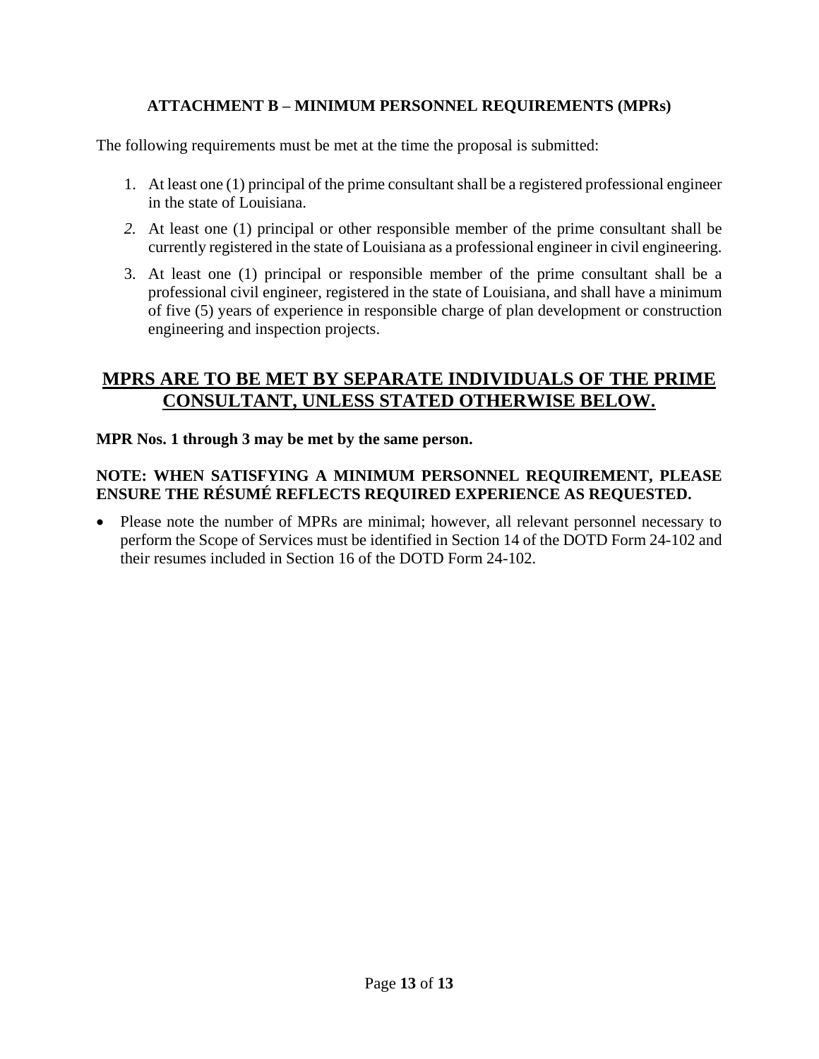## ATTACHMENT B – MINIMUM PERSONNEL REQUIREMENTS (MPRs)

The following requirements must be met at the time the proposal is submitted:

1. At least one (1) principal of the prime consultant shall be a registered professional engineer in the state of Louisiana.
2. At least one (1) principal or other responsible member of the prime consultant shall be currently registered in the state of Louisiana as a professional engineer in civil engineering.
3. At least one (1) principal or responsible member of the prime consultant shall be a professional civil engineer, registered in the state of Louisiana, and shall have a minimum of five (5) years of experience in responsible charge of plan development or construction engineering and inspection projects.

## MPRS ARE TO BE MET BY SEPARATE INDIVIDUALS OF THE PRIME CONSULTANT, UNLESS STATED OTHERWISE BELOW.

**MPR Nos. 1 through 3 may be met by the same person.**

**NOTE: WHEN SATISFYING A MINIMUM PERSONNEL REQUIREMENT, PLEASE ENSURE THE RÉSUMÉ REFLECTS REQUIRED EXPERIENCE AS REQUESTED.**

- Please note the number of MPRs are minimal; however, all relevant personnel necessary to perform the Scope of Services must be identified in Section 14 of the DOTD Form 24-102 and their resumes included in Section 16 of the DOTD Form 24-102.